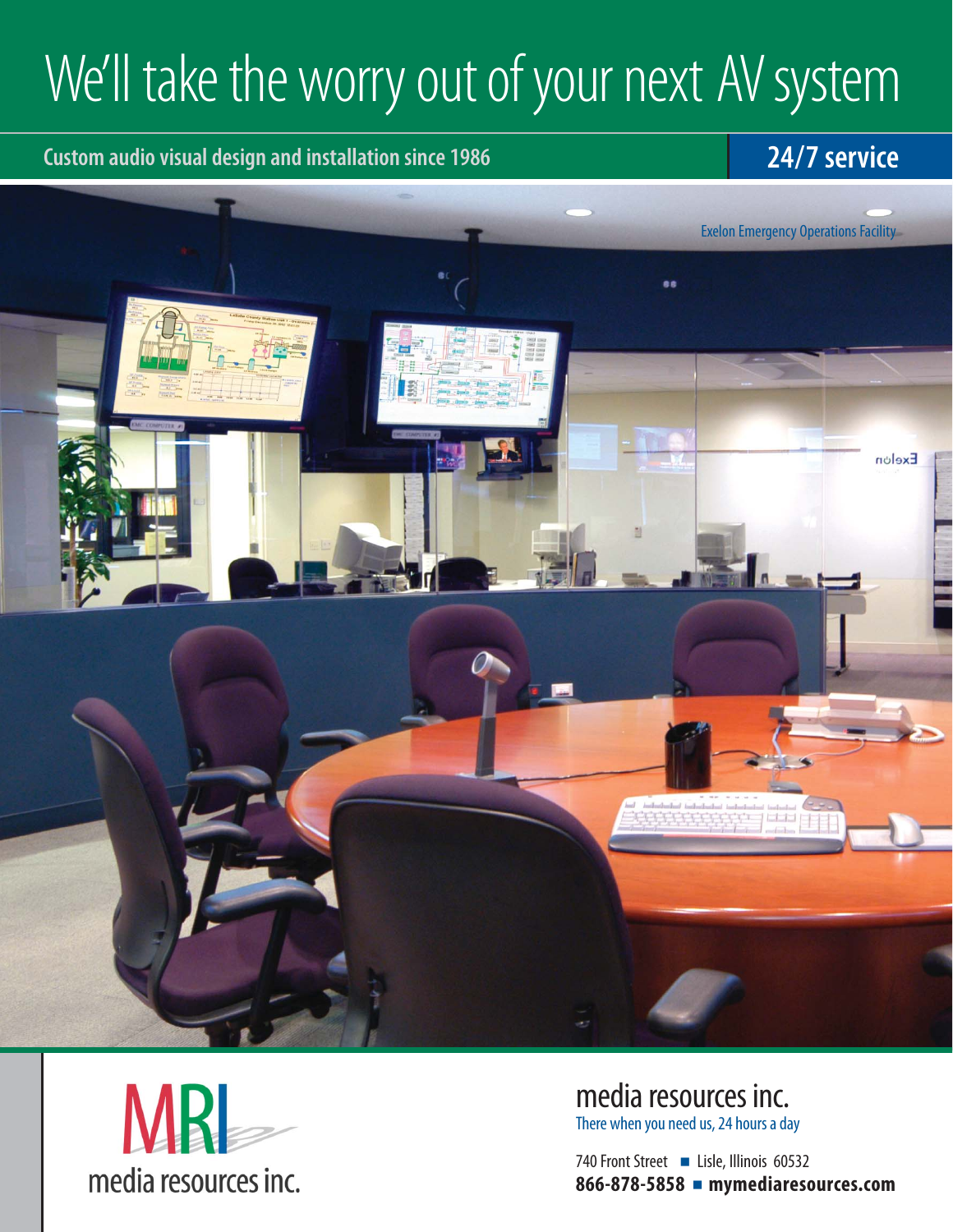# We'll take the worry out of your next AV system

**Custom audio visual design and installation since 1986**

**24/7 service**

Exelon Emergency Operations Facility

MRI
media resources inc.

## media resources inc.

There when you need us, 24 hours a day

740 Front Street ■ Lisle, Illinois 60532

**866-878-5858 ■ mymediaresources.com**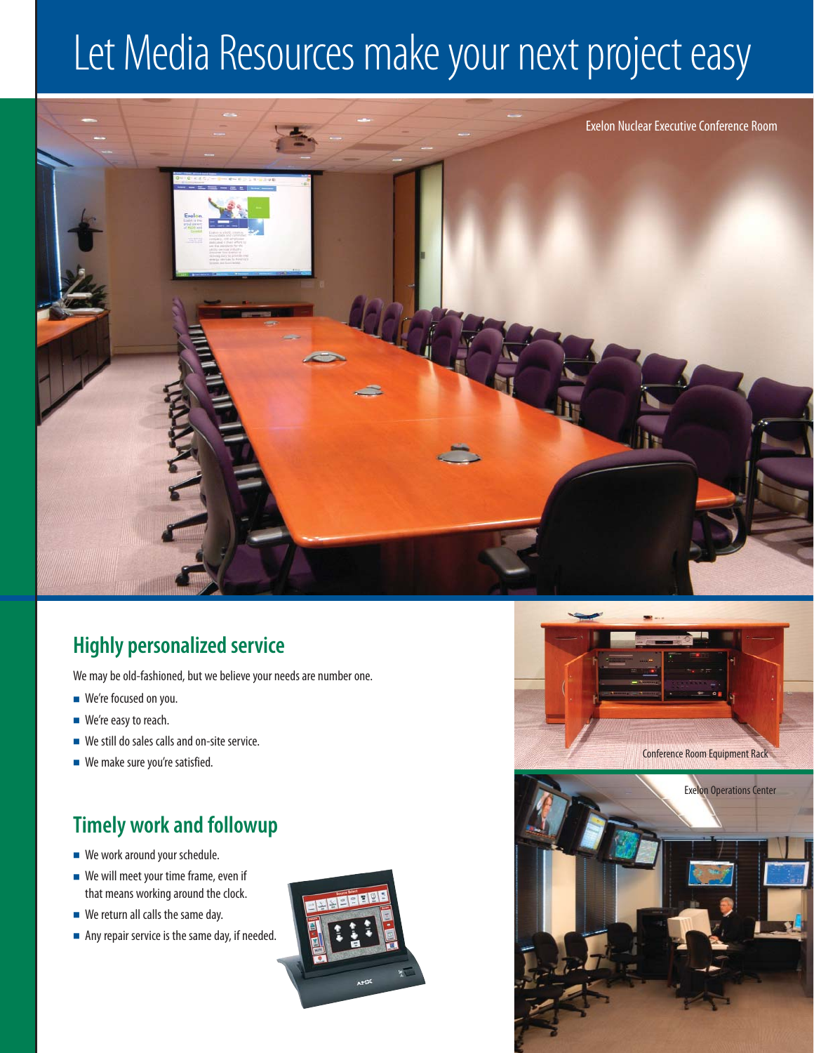# Let Media Resources make your next project easy

Exelon Nuclear Executive Conference Room

## Highly personalized service

We may be old-fashioned, but we believe your needs are number one.

- We're focused on you.
- We're easy to reach.
- We still do sales calls and on-site service.
- We make sure you're satisfied.

## Timely work and followup

- We work around your schedule.
- We will meet your time frame, even if that means working around the clock.
- We return all calls the same day.
- Any repair service is the same day, if needed.

Conference Room Equipment Rack

Exelon Operations Center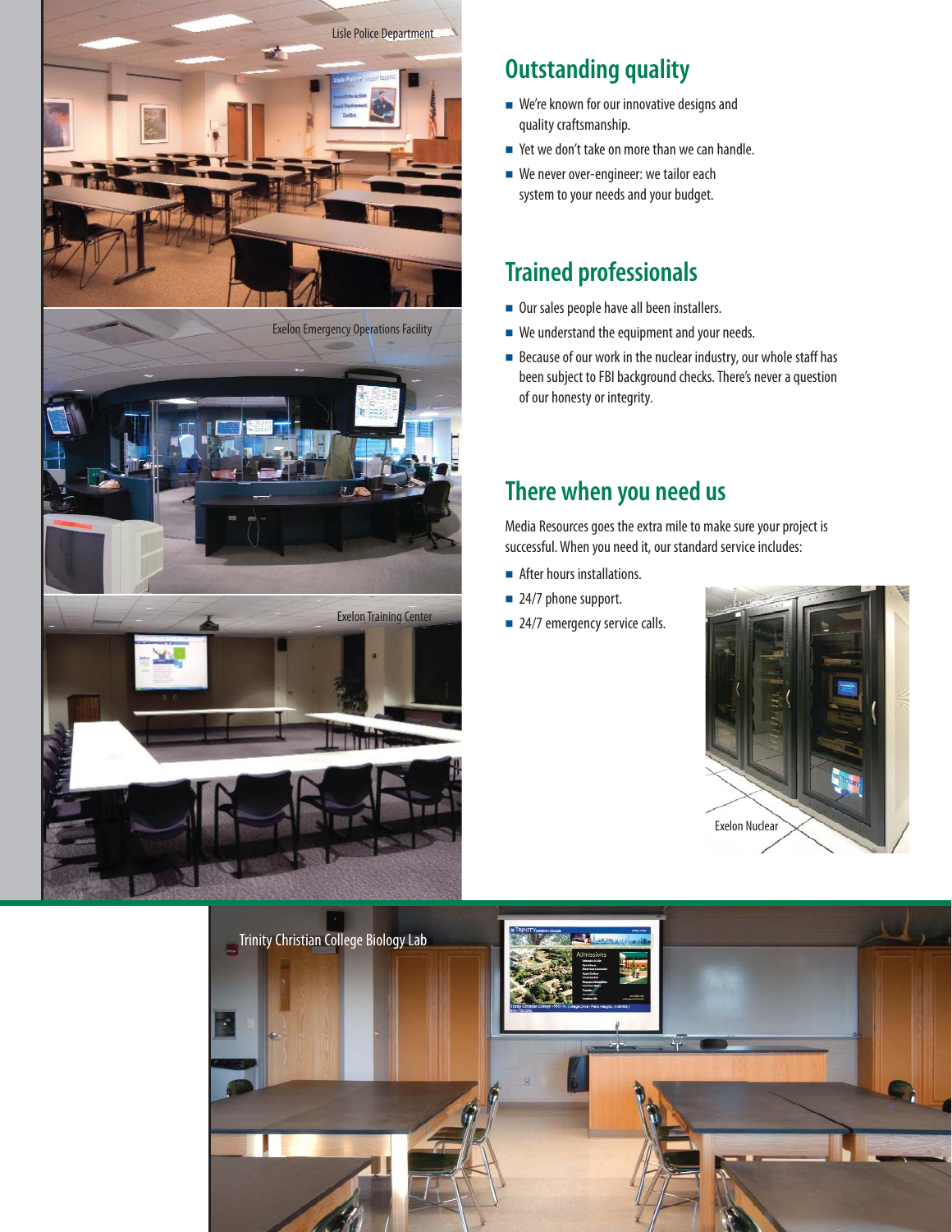Lisle Police Department

Exelon Emergency Operations Facility

Exelon Training Center

## Outstanding quality

- We're known for our innovative designs and quality craftsmanship.
- Yet we don't take on more than we can handle.
- We never over-engineer: we tailor each system to your needs and your budget.

## Trained professionals

- Our sales people have all been installers.
- We understand the equipment and your needs.
- Because of our work in the nuclear industry, our whole staff has been subject to FBI background checks. There's never a question of our honesty or integrity.

## There when you need us

Media Resources goes the extra mile to make sure your project is successful. When you need it, our standard service includes:

- After hours installations.
- 24/7 phone support.
- 24/7 emergency service calls.

Exelon Nuclear

Trinity Christian College Biology Lab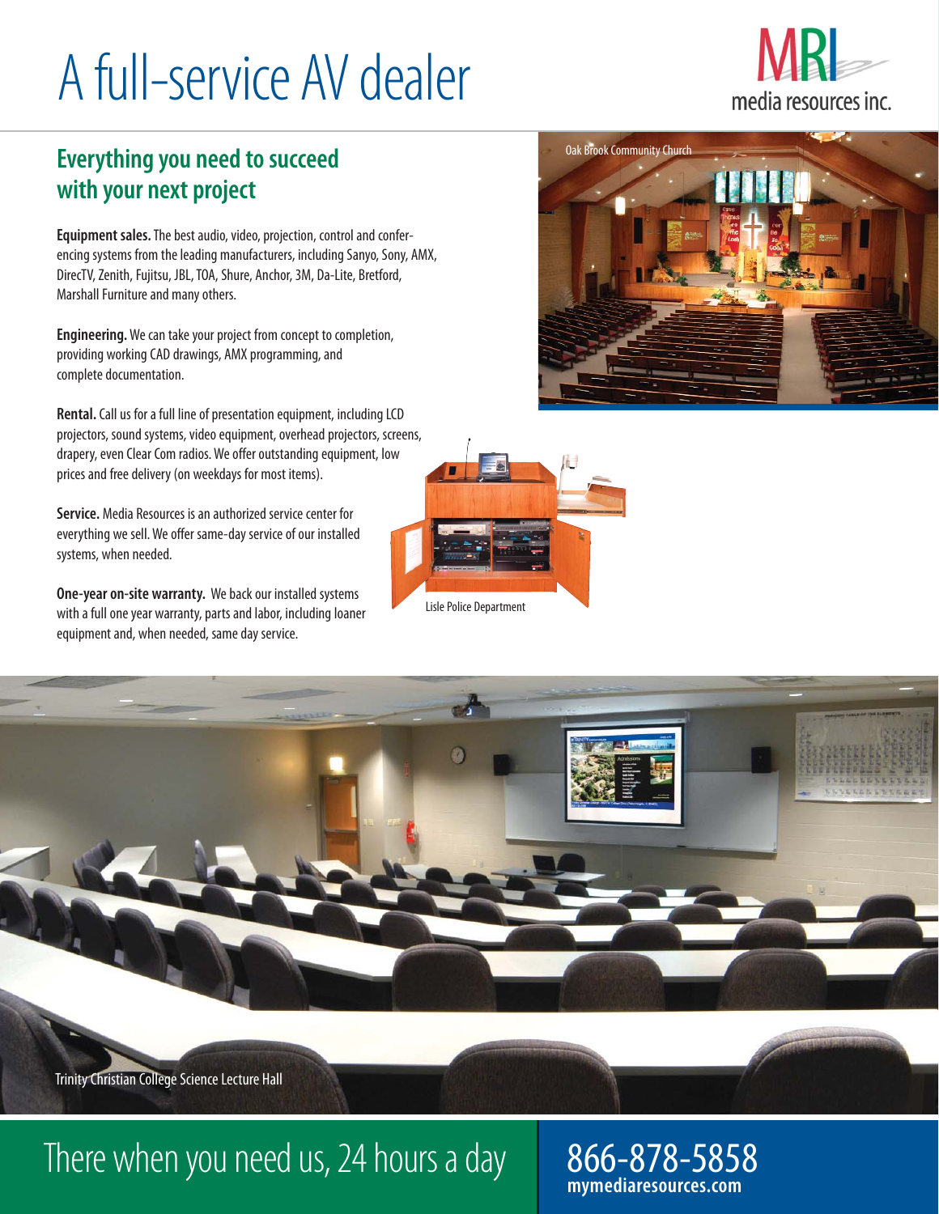# A full-service AV dealer

MRI media resources inc.

## Everything you need to succeed with your next project

**Equipment sales.** The best audio, video, projection, control and conferencing systems from the leading manufacturers, including Sanyo, Sony, AMX, DirecTV, Zenith, Fujitsu, JBL, TOA, Shure, Anchor, 3M, Da-Lite, Bretford, Marshall Furniture and many others.

**Engineering.** We can take your project from concept to completion, providing working CAD drawings, AMX programming, and complete documentation.

**Rental.** Call us for a full line of presentation equipment, including LCD projectors, sound systems, video equipment, overhead projectors, screens, drapery, even Clear Com radios. We offer outstanding equipment, low prices and free delivery (on weekdays for most items).

**Service.** Media Resources is an authorized service center for everything we sell. We offer same-day service of our installed systems, when needed.

**One-year on-site warranty.** We back our installed systems with a full one year warranty, parts and labor, including loaner equipment and, when needed, same day service.

Oak Brook Community Church

Lisle Police Department

Trinity Christian College Science Lecture Hall

There when you need us, 24 hours a day

866-878-5858
mymediaresources.com